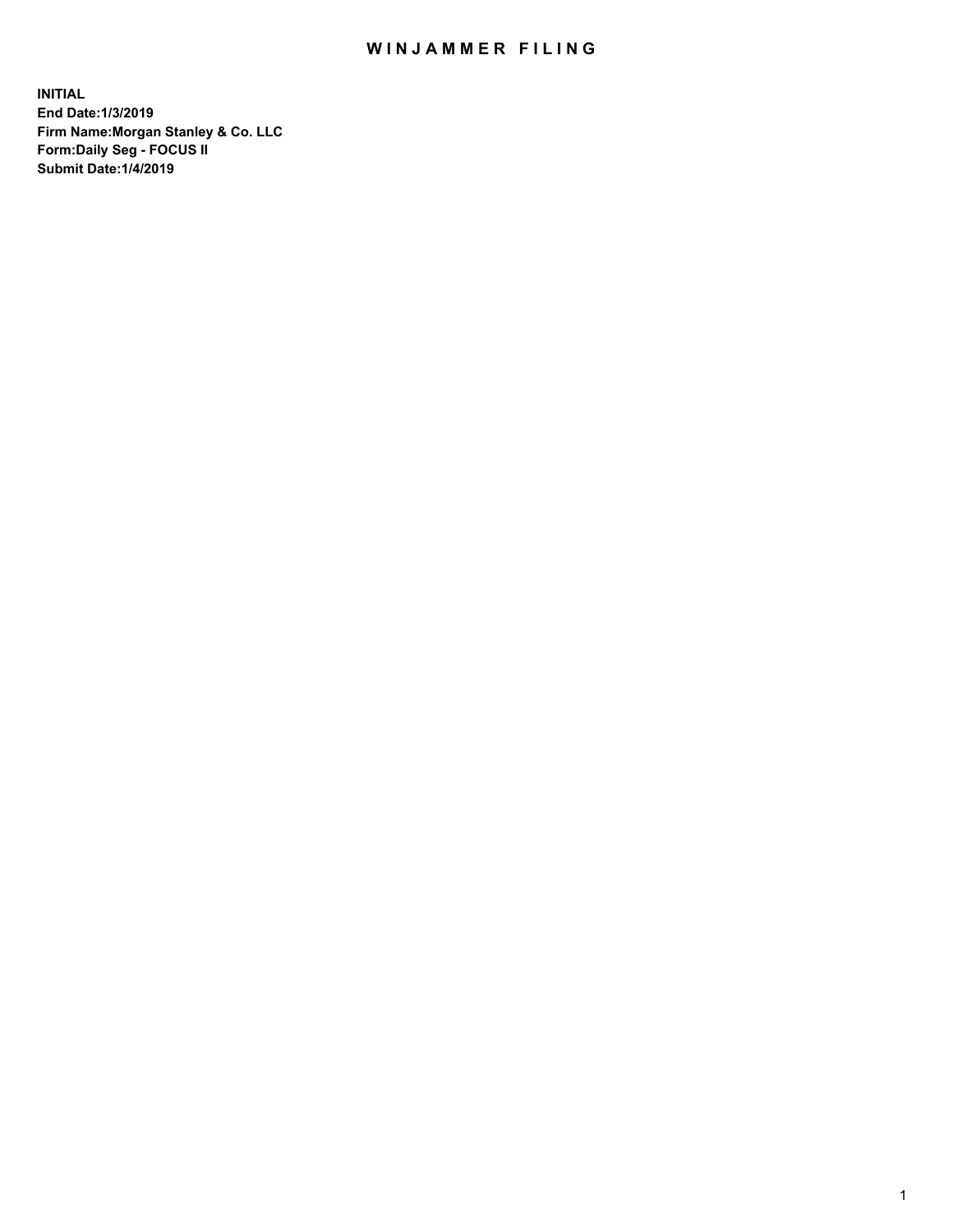# WINJAMMER FILING

**INITIAL**
**End Date:1/3/2019**
**Firm Name:Morgan Stanley & Co. LLC**
**Form:Daily Seg - FOCUS II**
**Submit Date:1/4/2019**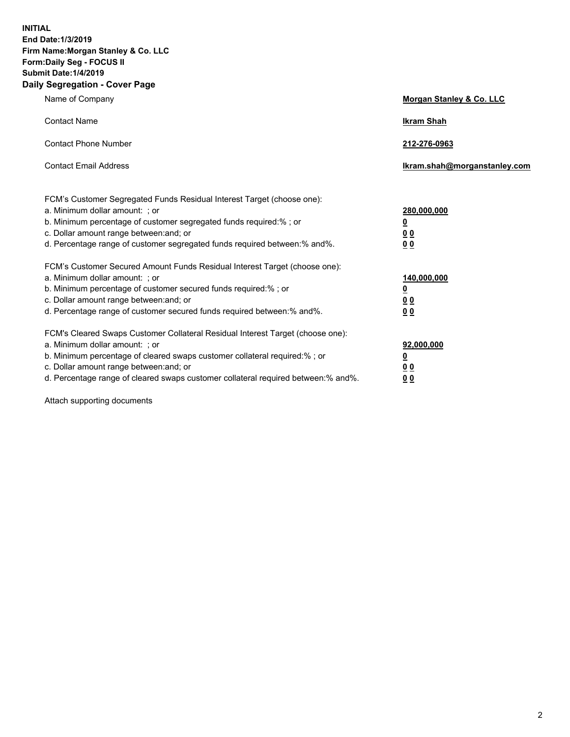**INITIAL**
**End Date:1/3/2019**
**Firm Name:Morgan Stanley & Co. LLC**
**Form:Daily Seg - FOCUS II**
**Submit Date:1/4/2019**
**Daily Segregation - Cover Page**

| | |
|---|---|
| Name of Company | **Morgan Stanley & Co. LLC** |
| Contact Name | **Ikram Shah** |
| Contact Phone Number | **212-276-0963** |
| Contact Email Address | **Ikram.shah@morganstanley.com** |

| | |
|---|---|
| FCM's Customer Segregated Funds Residual Interest Target (choose one): | |
| a. Minimum dollar amount: ; or | **280,000,000** |
| b. Minimum percentage of customer segregated funds required:% ; or | **0** |
| c. Dollar amount range between:and; or | **0 0** |
| d. Percentage range of customer segregated funds required between:% and%. | **0 0** |
| FCM's Customer Secured Amount Funds Residual Interest Target (choose one): | |
| a. Minimum dollar amount: ; or | **140,000,000** |
| b. Minimum percentage of customer secured funds required:% ; or | **0** |
| c. Dollar amount range between:and; or | **0 0** |
| d. Percentage range of customer secured funds required between:% and%. | **0 0** |
| FCM's Cleared Swaps Customer Collateral Residual Interest Target (choose one): | |
| a. Minimum dollar amount: ; or | **92,000,000** |
| b. Minimum percentage of cleared swaps customer collateral required:% ; or | **0** |
| c. Dollar amount range between:and; or | **0 0** |
| d. Percentage range of cleared swaps customer collateral required between:% and%. | **0 0** |

Attach supporting documents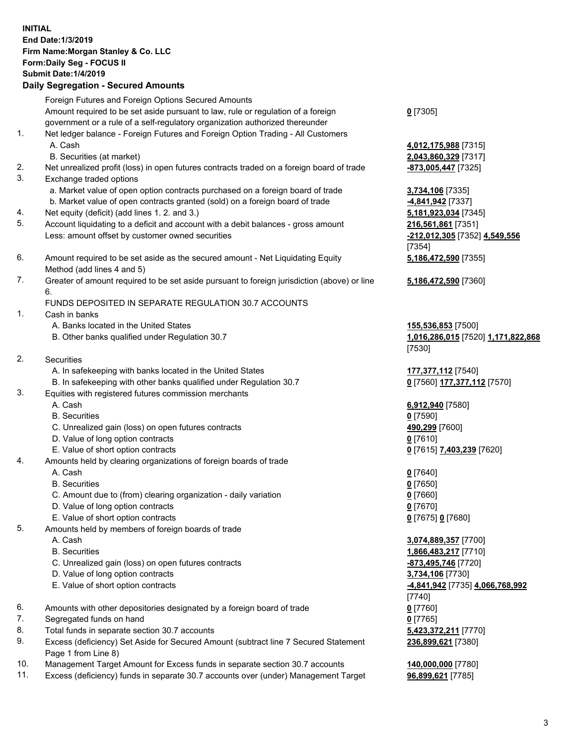**INITIAL**
**End Date:1/3/2019**
**Firm Name:Morgan Stanley & Co. LLC**
**Form:Daily Seg - FOCUS II**
**Submit Date:1/4/2019**

## Daily Segregation - Secured Amounts

| | | |
|---|---|---|
| | Foreign Futures and Foreign Options Secured Amounts | |
| | Amount required to be set aside pursuant to law, rule or regulation of a foreign government or a rule of a self-regulatory organization authorized thereunder | **0** [7305] |
| 1. | Net ledger balance - Foreign Futures and Foreign Option Trading - All Customers | |
| | A. Cash | **4,012,175,988** [7315] |
| | B. Securities (at market) | **2,043,860,329** [7317] |
| 2. | Net unrealized profit (loss) in open futures contracts traded on a foreign board of trade | **-873,005,447** [7325] |
| 3. | Exchange traded options | |
| | a. Market value of open option contracts purchased on a foreign board of trade | **3,734,106** [7335] |
| | b. Market value of open contracts granted (sold) on a foreign board of trade | **-4,841,942** [7337] |
| 4. | Net equity (deficit) (add lines 1. 2. and 3.) | **5,181,923,034** [7345] |
| 5. | Account liquidating to a deficit and account with a debit balances - gross amount | **216,561,861** [7351] |
| | Less: amount offset by customer owned securities | **-212,012,305** [7352] **4,549,556** [7354] |
| 6. | Amount required to be set aside as the secured amount - Net Liquidating Equity Method (add lines 4 and 5) | **5,186,472,590** [7355] |
| 7. | Greater of amount required to be set aside pursuant to foreign jurisdiction (above) or line 6. | **5,186,472,590** [7360] |
| | FUNDS DEPOSITED IN SEPARATE REGULATION 30.7 ACCOUNTS | |
| 1. | Cash in banks | |
| | A. Banks located in the United States | **155,536,853** [7500] |
| | B. Other banks qualified under Regulation 30.7 | **1,016,286,015** [7520] **1,171,822,868** [7530] |
| 2. | Securities | |
| | A. In safekeeping with banks located in the United States | **177,377,112** [7540] |
| | B. In safekeeping with other banks qualified under Regulation 30.7 | **0** [7560] **177,377,112** [7570] |
| 3. | Equities with registered futures commission merchants | |
| | A. Cash | **6,912,940** [7580] |
| | B. Securities | **0** [7590] |
| | C. Unrealized gain (loss) on open futures contracts | **490,299** [7600] |
| | D. Value of long option contracts | **0** [7610] |
| | E. Value of short option contracts | **0** [7615] **7,403,239** [7620] |
| 4. | Amounts held by clearing organizations of foreign boards of trade | |
| | A. Cash | **0** [7640] |
| | B. Securities | **0** [7650] |
| | C. Amount due to (from) clearing organization - daily variation | **0** [7660] |
| | D. Value of long option contracts | **0** [7670] |
| | E. Value of short option contracts | **0** [7675] **0** [7680] |
| 5. | Amounts held by members of foreign boards of trade | |
| | A. Cash | **3,074,889,357** [7700] |
| | B. Securities | **1,866,483,217** [7710] |
| | C. Unrealized gain (loss) on open futures contracts | **-873,495,746** [7720] |
| | D. Value of long option contracts | **3,734,106** [7730] |
| | E. Value of short option contracts | **-4,841,942** [7735] **4,066,768,992** [7740] |
| 6. | Amounts with other depositories designated by a foreign board of trade | **0** [7760] |
| 7. | Segregated funds on hand | **0** [7765] |
| 8. | Total funds in separate section 30.7 accounts | **5,423,372,211** [7770] |
| 9. | Excess (deficiency) Set Aside for Secured Amount (subtract line 7 Secured Statement Page 1 from Line 8) | **236,899,621** [7380] |
| 10. | Management Target Amount for Excess funds in separate section 30.7 accounts | **140,000,000** [7780] |
| 11. | Excess (deficiency) funds in separate 30.7 accounts over (under) Management Target | **96,899,621** [7785] |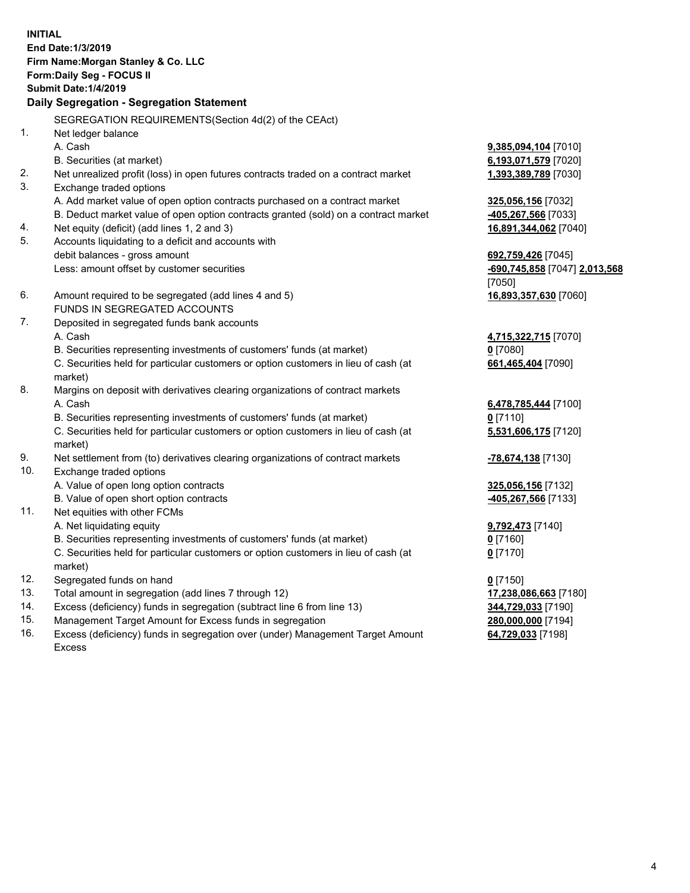**INITIAL**
**End Date:1/3/2019**
**Firm Name:Morgan Stanley & Co. LLC**
**Form:Daily Seg - FOCUS II**
**Submit Date:1/4/2019**

**Daily Segregation - Segregation Statement**

SEGREGATION REQUIREMENTS(Section 4d(2) of the CEAct)

| | | |
|---|---|---|
| 1. | Net ledger balance | |
| | A. Cash | **9,385,094,104** [7010] |
| | B. Securities (at market) | **6,193,071,579** [7020] |
| 2. | Net unrealized profit (loss) in open futures contracts traded on a contract market | **1,393,389,789** [7030] |
| 3. | Exchange traded options | |
| | A. Add market value of open option contracts purchased on a contract market | **325,056,156** [7032] |
| | B. Deduct market value of open option contracts granted (sold) on a contract market | **-405,267,566** [7033] |
| 4. | Net equity (deficit) (add lines 1, 2 and 3) | **16,891,344,062** [7040] |
| 5. | Accounts liquidating to a deficit and accounts with debit balances - gross amount | **692,759,426** [7045] |
| | Less: amount offset by customer securities | **-690,745,858** [7047] **2,013,568** [7050] |
| 6. | Amount required to be segregated (add lines 4 and 5) | **16,893,357,630** [7060] |
| | FUNDS IN SEGREGATED ACCOUNTS | |
| 7. | Deposited in segregated funds bank accounts | |
| | A. Cash | **4,715,322,715** [7070] |
| | B. Securities representing investments of customers' funds (at market) | **0** [7080] |
| | C. Securities held for particular customers or option customers in lieu of cash (at market) | **661,465,404** [7090] |
| 8. | Margins on deposit with derivatives clearing organizations of contract markets | |
| | A. Cash | **6,478,785,444** [7100] |
| | B. Securities representing investments of customers' funds (at market) | **0** [7110] |
| | C. Securities held for particular customers or option customers in lieu of cash (at market) | **5,531,606,175** [7120] |
| 9. | Net settlement from (to) derivatives clearing organizations of contract markets | **-78,674,138** [7130] |
| 10. | Exchange traded options | |
| | A. Value of open long option contracts | **325,056,156** [7132] |
| | B. Value of open short option contracts | **-405,267,566** [7133] |
| 11. | Net equities with other FCMs | |
| | A. Net liquidating equity | **9,792,473** [7140] |
| | B. Securities representing investments of customers' funds (at market) | **0** [7160] |
| | C. Securities held for particular customers or option customers in lieu of cash (at market) | **0** [7170] |
| 12. | Segregated funds on hand | **0** [7150] |
| 13. | Total amount in segregation (add lines 7 through 12) | **17,238,086,663** [7180] |
| 14. | Excess (deficiency) funds in segregation (subtract line 6 from line 13) | **344,729,033** [7190] |
| 15. | Management Target Amount for Excess funds in segregation | **280,000,000** [7194] |
| 16. | Excess (deficiency) funds in segregation over (under) Management Target Amount Excess | **64,729,033** [7198] |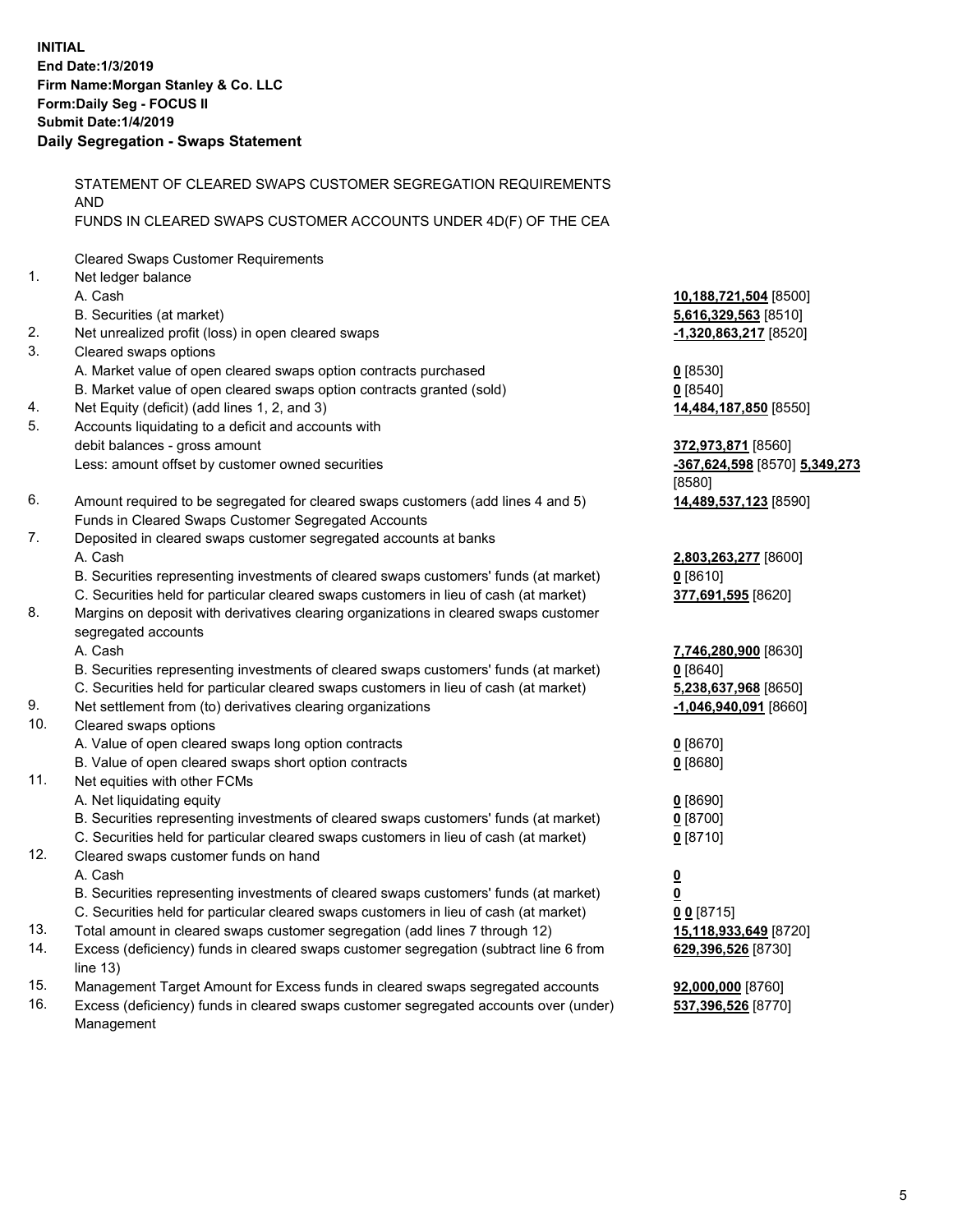**INITIAL**
**End Date:1/3/2019**
**Firm Name:Morgan Stanley & Co. LLC**
**Form:Daily Seg - FOCUS II**
**Submit Date:1/4/2019**
**Daily Segregation - Swaps Statement**

STATEMENT OF CLEARED SWAPS CUSTOMER SEGREGATION REQUIREMENTS AND
FUNDS IN CLEARED SWAPS CUSTOMER ACCOUNTS UNDER 4D(F) OF THE CEA

| | | |
|---|---|---|
| | Cleared Swaps Customer Requirements | |
| 1. | Net ledger balance | |
| | A. Cash | **10,188,721,504** [8500] |
| | B. Securities (at market) | **5,616,329,563** [8510] |
| 2. | Net unrealized profit (loss) in open cleared swaps | **-1,320,863,217** [8520] |
| 3. | Cleared swaps options | |
| | A. Market value of open cleared swaps option contracts purchased | **0** [8530] |
| | B. Market value of open cleared swaps option contracts granted (sold) | **0** [8540] |
| 4. | Net Equity (deficit) (add lines 1, 2, and 3) | **14,484,187,850** [8550] |
| 5. | Accounts liquidating to a deficit and accounts with debit balances - gross amount | **372,973,871** [8560] |
| | Less: amount offset by customer owned securities | **-367,624,598** [8570] **5,349,273** [8580] |
| 6. | Amount required to be segregated for cleared swaps customers (add lines 4 and 5) | **14,489,537,123** [8590] |
| | Funds in Cleared Swaps Customer Segregated Accounts | |
| 7. | Deposited in cleared swaps customer segregated accounts at banks | |
| | A. Cash | **2,803,263,277** [8600] |
| | B. Securities representing investments of cleared swaps customers' funds (at market) | **0** [8610] |
| | C. Securities held for particular cleared swaps customers in lieu of cash (at market) | **377,691,595** [8620] |
| 8. | Margins on deposit with derivatives clearing organizations in cleared swaps customer segregated accounts | |
| | A. Cash | **7,746,280,900** [8630] |
| | B. Securities representing investments of cleared swaps customers' funds (at market) | **0** [8640] |
| | C. Securities held for particular cleared swaps customers in lieu of cash (at market) | **5,238,637,968** [8650] |
| 9. | Net settlement from (to) derivatives clearing organizations | **-1,046,940,091** [8660] |
| 10. | Cleared swaps options | |
| | A. Value of open cleared swaps long option contracts | **0** [8670] |
| | B. Value of open cleared swaps short option contracts | **0** [8680] |
| 11. | Net equities with other FCMs | |
| | A. Net liquidating equity | **0** [8690] |
| | B. Securities representing investments of cleared swaps customers' funds (at market) | **0** [8700] |
| | C. Securities held for particular cleared swaps customers in lieu of cash (at market) | **0** [8710] |
| 12. | Cleared swaps customer funds on hand | |
| | A. Cash | **0** |
| | B. Securities representing investments of cleared swaps customers' funds (at market) | **0** |
| | C. Securities held for particular cleared swaps customers in lieu of cash (at market) | **0** **0** [8715] |
| 13. | Total amount in cleared swaps customer segregation (add lines 7 through 12) | **15,118,933,649** [8720] |
| 14. | Excess (deficiency) funds in cleared swaps customer segregation (subtract line 6 from line 13) | **629,396,526** [8730] |
| 15. | Management Target Amount for Excess funds in cleared swaps segregated accounts | **92,000,000** [8760] |
| 16. | Excess (deficiency) funds in cleared swaps customer segregated accounts over (under) Management | **537,396,526** [8770] |